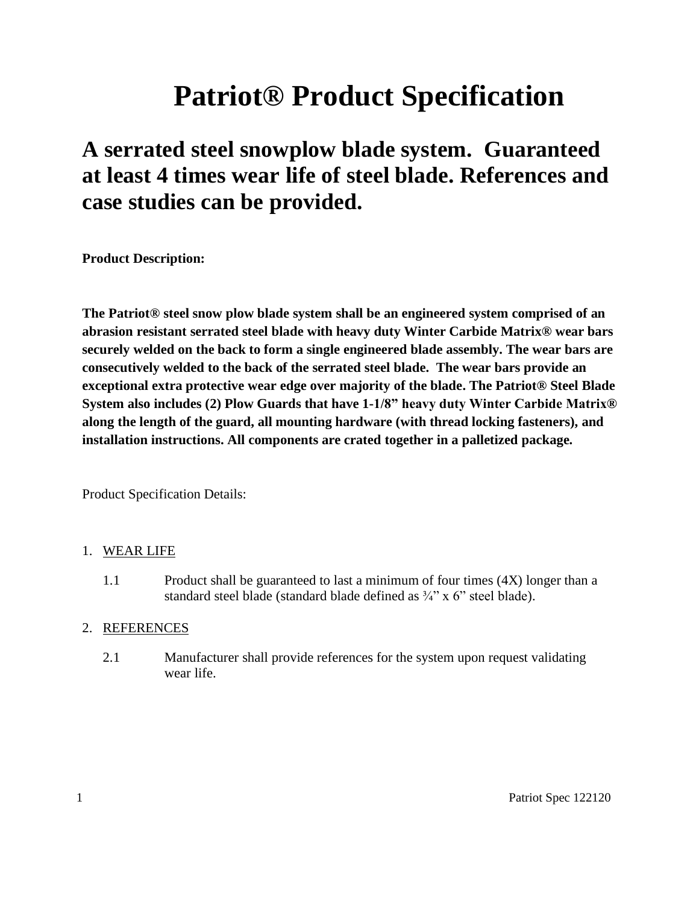# Patriot® Product Specification

## A serrated steel snowplow blade system. Guaranteed at least 4 times wear life of steel blade. References and case studies can be provided.

**Product Description:**

**The Patriot® steel snow plow blade system shall be an engineered system comprised of an abrasion resistant serrated steel blade with heavy duty Winter Carbide Matrix® wear bars securely welded on the back to form a single engineered blade assembly. The wear bars are consecutively welded to the back of the serrated steel blade. The wear bars provide an exceptional extra protective wear edge over majority of the blade. The Patriot® Steel Blade System also includes (2) Plow Guards that have 1-1/8" heavy duty Winter Carbide Matrix® along the length of the guard, all mounting hardware (with thread locking fasteners), and installation instructions. All components are crated together in a palletized package.**

Product Specification Details:

1. <u>WEAR LIFE</u>

   1.1 Product shall be guaranteed to last a minimum of four times (4X) longer than a standard steel blade (standard blade defined as ¾" x 6" steel blade).

2. <u>REFERENCES</u>

   2.1 Manufacturer shall provide references for the system upon request validating wear life.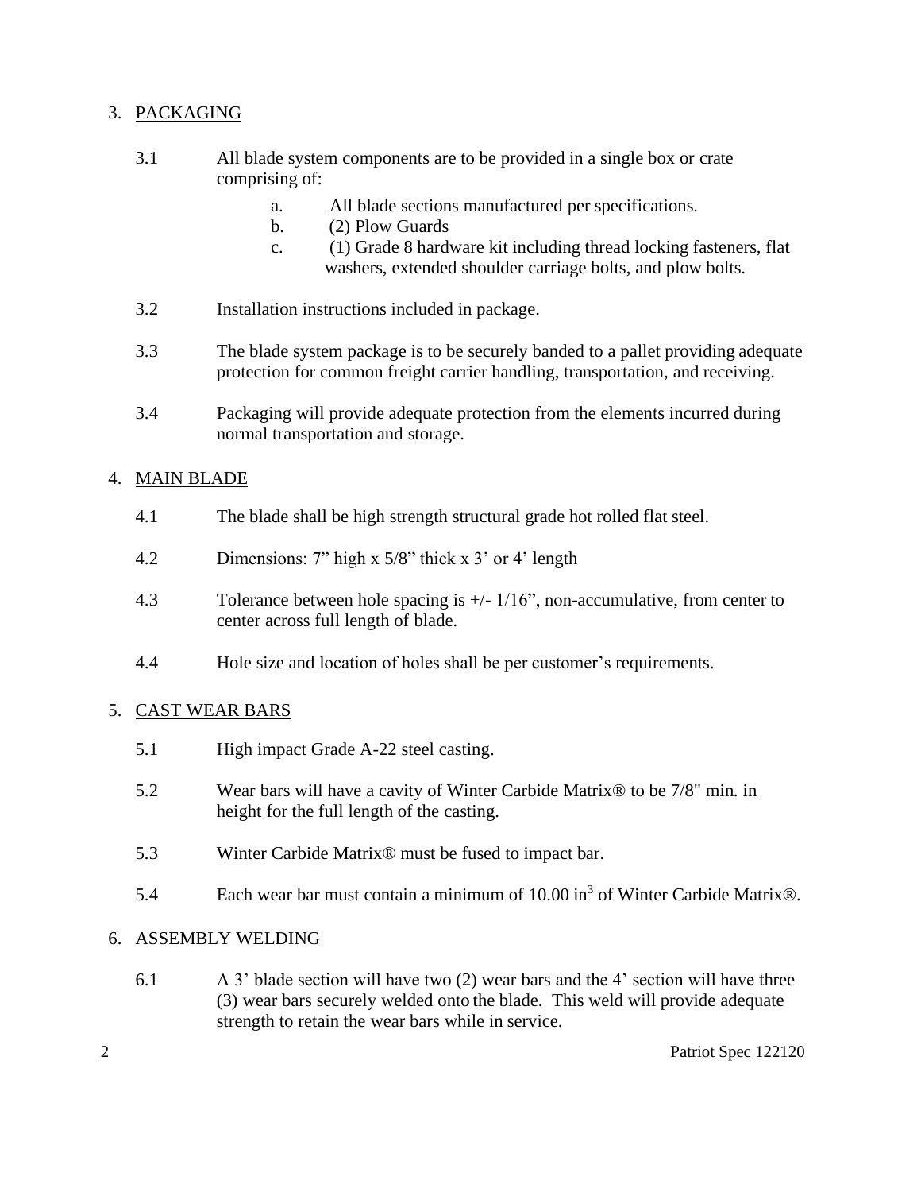## 3. PACKAGING

3.1 All blade system components are to be provided in a single box or crate comprising of:

a. All blade sections manufactured per specifications.

b. (2) Plow Guards

c. (1) Grade 8 hardware kit including thread locking fasteners, flat washers, extended shoulder carriage bolts, and plow bolts.

3.2 Installation instructions included in package.

3.3 The blade system package is to be securely banded to a pallet providing adequate protection for common freight carrier handling, transportation, and receiving.

3.4 Packaging will provide adequate protection from the elements incurred during normal transportation and storage.

## 4. MAIN BLADE

4.1 The blade shall be high strength structural grade hot rolled flat steel.

4.2 Dimensions: 7" high x 5/8" thick x 3' or 4' length

4.3 Tolerance between hole spacing is +/- 1/16", non-accumulative, from center to center across full length of blade.

4.4 Hole size and location of holes shall be per customer's requirements.

## 5. CAST WEAR BARS

5.1 High impact Grade A-22 steel casting.

5.2 Wear bars will have a cavity of Winter Carbide Matrix® to be 7/8" min. in height for the full length of the casting.

5.3 Winter Carbide Matrix® must be fused to impact bar.

5.4 Each wear bar must contain a minimum of 10.00 $in^3$ of Winter Carbide Matrix®.

## 6. ASSEMBLY WELDING

6.1 A 3' blade section will have two (2) wear bars and the 4' section will have three (3) wear bars securely welded onto the blade. This weld will provide adequate strength to retain the wear bars while in service.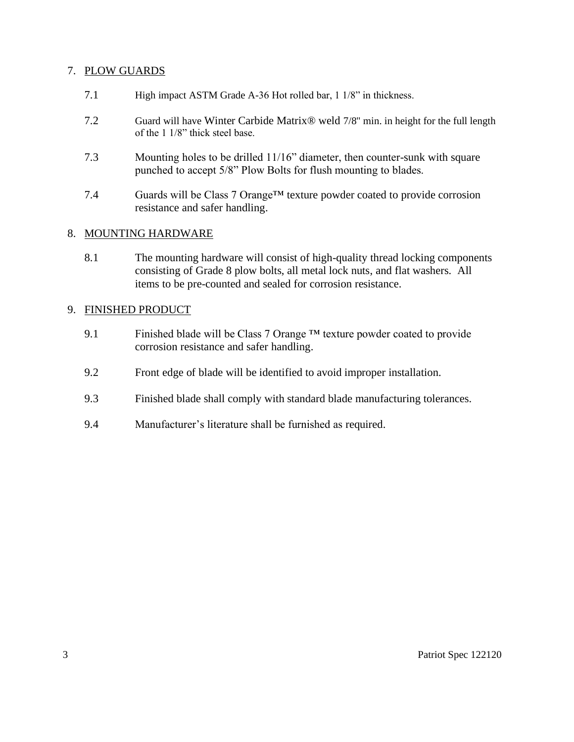7. PLOW GUARDS

   7.1 High impact ASTM Grade A-36 Hot rolled bar, 1 1/8" in thickness.

   7.2 Guard will have Winter Carbide Matrix® weld 7/8" min. in height for the full length of the 1 1/8" thick steel base.

   7.3 Mounting holes to be drilled 11/16" diameter, then counter-sunk with square punched to accept 5/8" Plow Bolts for flush mounting to blades.

   7.4 Guards will be Class 7 Orange™ texture powder coated to provide corrosion resistance and safer handling.

8. MOUNTING HARDWARE

   8.1 The mounting hardware will consist of high-quality thread locking components consisting of Grade 8 plow bolts, all metal lock nuts, and flat washers. All items to be pre-counted and sealed for corrosion resistance.

9. FINISHED PRODUCT

   9.1 Finished blade will be Class 7 Orange ™ texture powder coated to provide corrosion resistance and safer handling.

   9.2 Front edge of blade will be identified to avoid improper installation.

   9.3 Finished blade shall comply with standard blade manufacturing tolerances.

   9.4 Manufacturer's literature shall be furnished as required.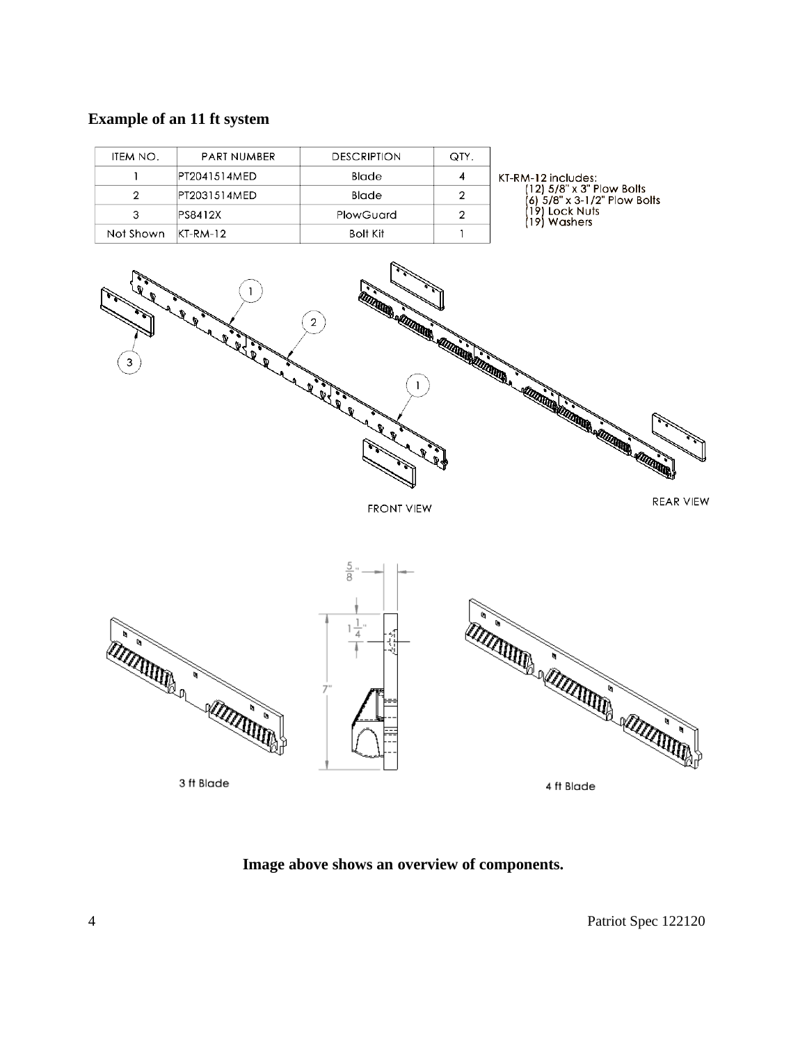**Example of an 11 ft system**

| ITEM NO. | PART NUMBER | DESCRIPTION | QTY. |
|---|---|---|---|
| 1 | PT2041514MED | Blade | 4 |
| 2 | PT2031514MED | Blade | 2 |
| 3 | PS8412X | PlowGuard | 2 |
| Not Shown | KT-RM-12 | Bolt Kit | 1 |

KT-RM-12 includes:
(12) 5/8" x 3" Plow Bolts
(6) 5/8" x 3-1/2" Plow Bolts
(19) Lock Nuts
(19) Washers

1
2
3
1

FRONT VIEW

REAR VIEW

5/8"

1 1/4"

7"

3 ft Blade

4 ft Blade

**Image above shows an overview of components.**

Patriot Spec 122120